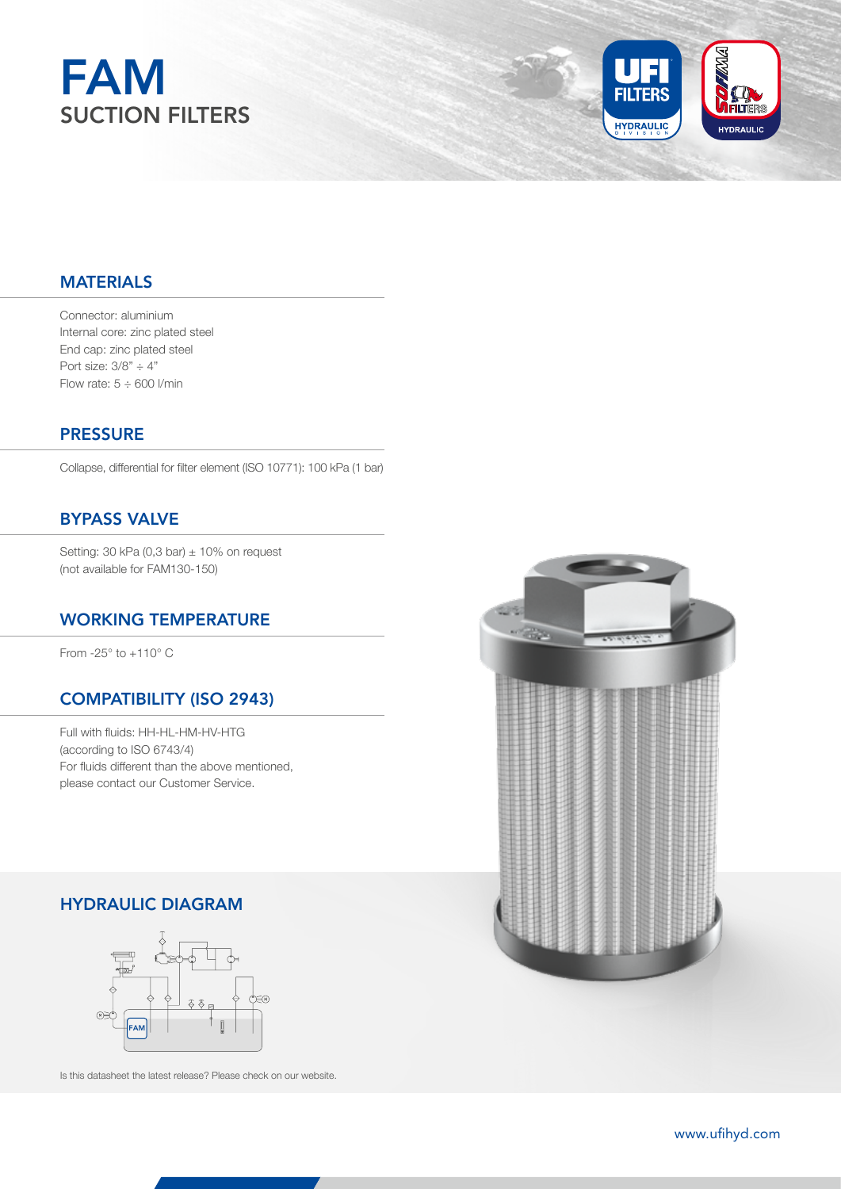# FAM

## SUCTION FILTERS

## MATERIALS

Connector: aluminium
Internal core: zinc plated steel
End cap: zinc plated steel
Port size: 3/8" ÷ 4"
Flow rate: 5 ÷ 600 l/min

## PRESSURE

Collapse, differential for filter element (ISO 10771): 100 kPa (1 bar)

## BYPASS VALVE

Setting: 30 kPa (0,3 bar) ± 10% on request
(not available for FAM130-150)

## WORKING TEMPERATURE

From -25° to +110° C

## COMPATIBILITY (ISO 2943)

Full with fluids: HH-HL-HM-HV-HTG
(according to ISO 6743/4)
For fluids different than the above mentioned, please contact our Customer Service.

## HYDRAULIC DIAGRAM

Is this datasheet the latest release? Please check on our website.

www.ufihyd.com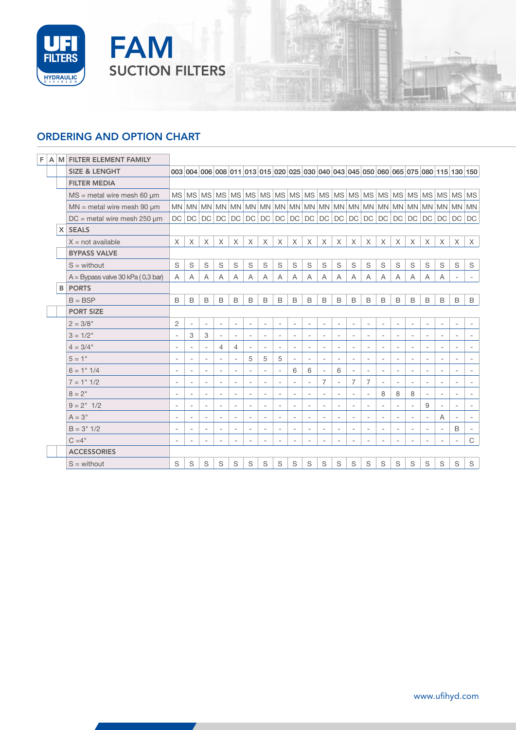# FAM
## SUCTION FILTERS

## ORDERING AND OPTION CHART

| | | | | | | | | | | | | | | | | | | | | | | |
|---|---|---|---|---|---|---|---|---|---|---|---|---|---|---|---|---|---|---|---|---|---|---|
| F A M | **FILTER ELEMENT FAMILY** | | | | | | | | | | | | | | | | | | | | | |
| | **SIZE & LENGHT** | **003** | **004** | **006** | **008** | **011** | **013** | **015** | **020** | **025** | **030** | **040** | **043** | **045** | **050** | **060** | **065** | **075** | **080** | **115** | **130** | **150** |
| | **FILTER MEDIA** | | | | | | | | | | | | | | | | | | | | | |
| | MS = metal wire mesh 60 µm | MS | MS | MS | MS | MS | MS | MS | MS | MS | MS | MS | MS | MS | MS | MS | MS | MS | MS | MS | MS | MS |
| | MN = metal wire mesh 90 µm | MN | MN | MN | MN | MN | MN | MN | MN | MN | MN | MN | MN | MN | MN | MN | MN | MN | MN | MN | MN | MN |
| | DC = metal wire mesh 250 µm | DC | DC | DC | DC | DC | DC | DC | DC | DC | DC | DC | DC | DC | DC | DC | DC | DC | DC | DC | DC | DC |
| X | **SEALS** | | | | | | | | | | | | | | | | | | | | | |
| | X = not available | X | X | X | X | X | X | X | X | X | X | X | X | X | X | X | X | X | X | X | X | X |
| | **BYPASS VALVE** | | | | | | | | | | | | | | | | | | | | | |
| | S = without | S | S | S | S | S | S | S | S | S | S | S | S | S | S | S | S | S | S | S | S | S |
| | A = Bypass valve 30 kPa ( 0,3 bar) | A | A | A | A | A | A | A | A | A | A | A | A | A | A | A | A | A | A | A | - | - |
| B | **PORTS** | | | | | | | | | | | | | | | | | | | | | |
| | B = BSP | B | B | B | B | B | B | B | B | B | B | B | B | B | B | B | B | B | B | B | B | B |
| | **PORT SIZE** | | | | | | | | | | | | | | | | | | | | | |
| | 2 = 3/8" | 2 | - | - | - | - | - | - | - | - | - | - | - | - | - | - | - | - | - | - | - | - |
| | 3 = 1/2" | - | 3 | 3 | - | - | - | - | - | - | - | - | - | - | - | - | - | - | - | - | - | - |
| | 4 = 3/4" | - | - | - | 4 | 4 | - | - | - | - | - | - | - | - | - | - | - | - | - | - | - | - |
| | 5 = 1" | - | - | - | - | - | 5 | 5 | 5 | - | - | - | - | - | - | - | - | - | - | - | - | - |
| | 6 = 1" 1/4 | - | - | - | - | - | - | - | - | 6 | 6 | - | 6 | - | - | - | - | - | - | - | - | - |
| | 7 = 1" 1/2 | - | - | - | - | - | - | - | - | - | - | 7 | - | 7 | 7 | - | - | - | - | - | - | - |
| | 8 = 2" | - | - | - | - | - | - | - | - | - | - | - | - | - | - | 8 | 8 | 8 | - | - | - | - |
| | 9 = 2" 1/2 | - | - | - | - | - | - | - | - | - | - | - | - | - | - | - | - | - | 9 | - | - | - |
| | A = 3" | - | - | - | - | - | - | - | - | - | - | - | - | - | - | - | - | - | - | A | - | - |
| | B = 3" 1/2 | - | - | - | - | - | - | - | - | - | - | - | - | - | - | - | - | - | - | - | B | - |
| | C =4" | - | - | - | - | - | - | - | - | - | - | - | - | - | - | - | - | - | - | - | - | C |
| | **ACCESSORIES** | | | | | | | | | | | | | | | | | | | | | |
| | S = without | S | S | S | S | S | S | S | S | S | S | S | S | S | S | S | S | S | S | S | S | S |

www.ufihyd.com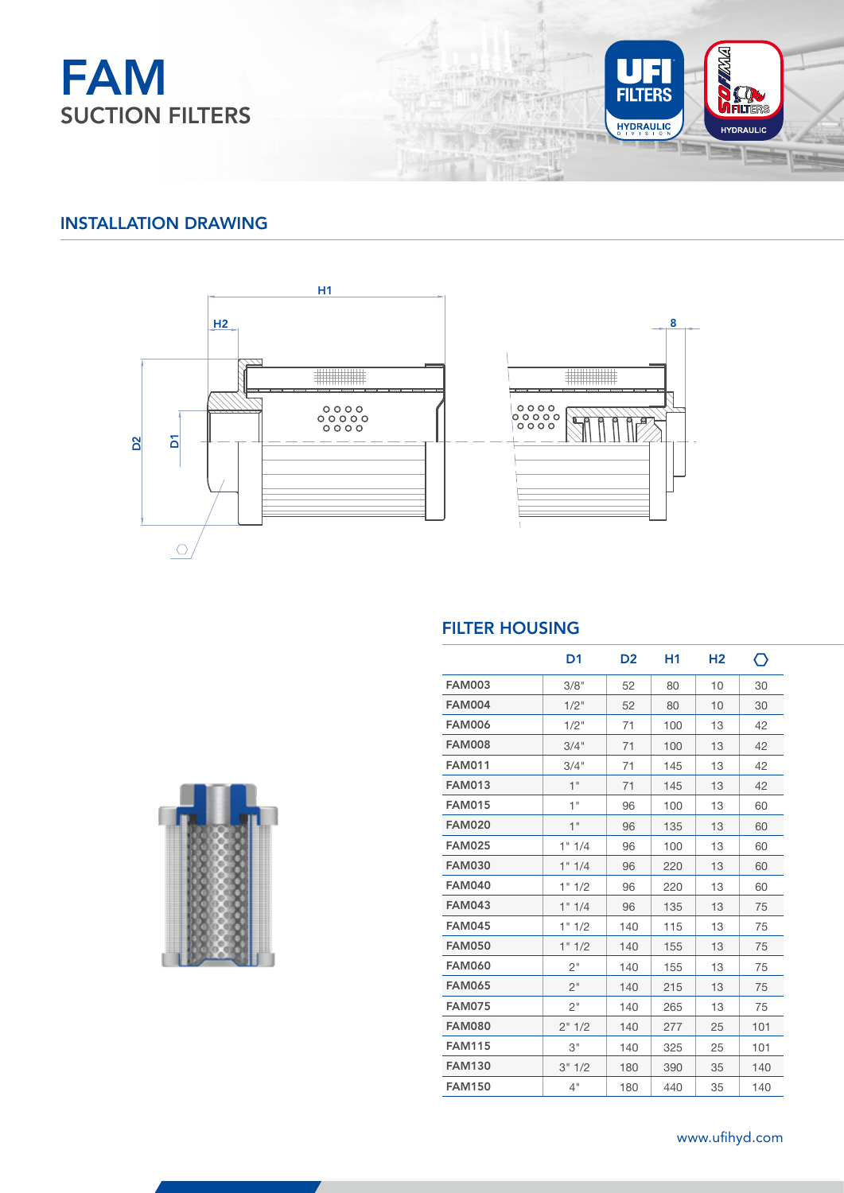# FAM
## SUCTION FILTERS

### INSTALLATION DRAWING

### FILTER HOUSING

| | D1 | D2 | H1 | H2 | ⬡ |
|---|---|---|---|---|---|
| **FAM003** | 3/8" | 52 | 80 | 10 | 30 |
| **FAM004** | 1/2" | 52 | 80 | 10 | 30 |
| **FAM006** | 1/2" | 71 | 100 | 13 | 42 |
| **FAM008** | 3/4" | 71 | 100 | 13 | 42 |
| **FAM011** | 3/4" | 71 | 145 | 13 | 42 |
| **FAM013** | 1" | 71 | 145 | 13 | 42 |
| **FAM015** | 1" | 96 | 100 | 13 | 60 |
| **FAM020** | 1" | 96 | 135 | 13 | 60 |
| **FAM025** | 1" 1/4 | 96 | 100 | 13 | 60 |
| **FAM030** | 1" 1/4 | 96 | 220 | 13 | 60 |
| **FAM040** | 1" 1/2 | 96 | 220 | 13 | 60 |
| **FAM043** | 1" 1/4 | 96 | 135 | 13 | 75 |
| **FAM045** | 1" 1/2 | 140 | 115 | 13 | 75 |
| **FAM050** | 1" 1/2 | 140 | 155 | 13 | 75 |
| **FAM060** | 2" | 140 | 155 | 13 | 75 |
| **FAM065** | 2" | 140 | 215 | 13 | 75 |
| **FAM075** | 2" | 140 | 265 | 13 | 75 |
| **FAM080** | 2" 1/2 | 140 | 277 | 25 | 101 |
| **FAM115** | 3" | 140 | 325 | 25 | 101 |
| **FAM130** | 3" 1/2 | 180 | 390 | 35 | 140 |
| **FAM150** | 4" | 180 | 440 | 35 | 140 |

www.ufihyd.com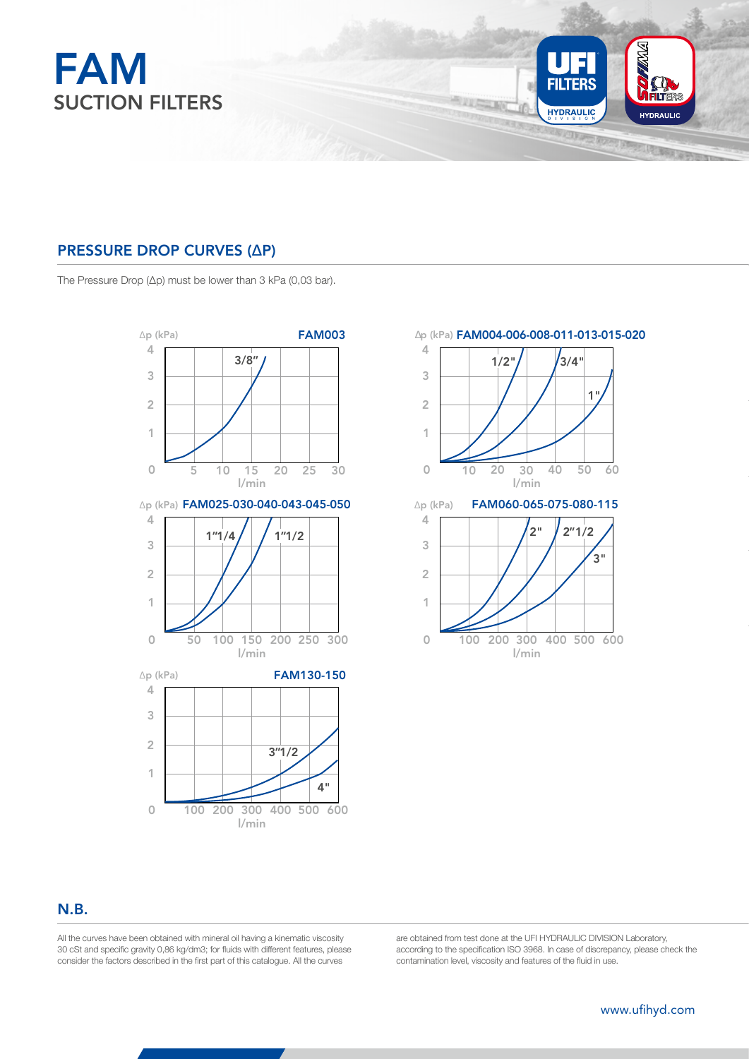# FAM
## SUCTION FILTERS

## PRESSURE DROP CURVES (ΔP)

The Pressure Drop (Δp) must be lower than 3 kPa (0,03 bar).

FAM003

Δp (kPa)

4
3
2
1
0

3/8"

5 10 15 20 25 30

l/min

FAM004-006-008-011-013-015-020

Δp (kPa)

4
3
2
1
0

1/2"
3/4"
1"

10 20 30 40 50 60

l/min

FAM025-030-040-043-045-050

Δp (kPa)

4
3
2
1
0

1"1/4
1"1/2

50 100 150 200 250 300

l/min

FAM060-065-075-080-115

Δp (kPa)

4
3
2
1
0

2"
2"1/2
3"

100 200 300 400 500 600

l/min

FAM130-150

Δp (kPa)

4
3
2
1
0

3"1/2
4"

100 200 300 400 500 600

l/min

## N.B.

All the curves have been obtained with mineral oil having a kinematic viscosity 30 cSt and specific gravity 0,86 kg/dm3; for fluids with different features, please consider the factors described in the first part of this catalogue. All the curves are obtained from test done at the UFI HYDRAULIC DIVISION Laboratory, according to the specification ISO 3968. In case of discrepancy, please check the contamination level, viscosity and features of the fluid in use.

www.ufihyd.com